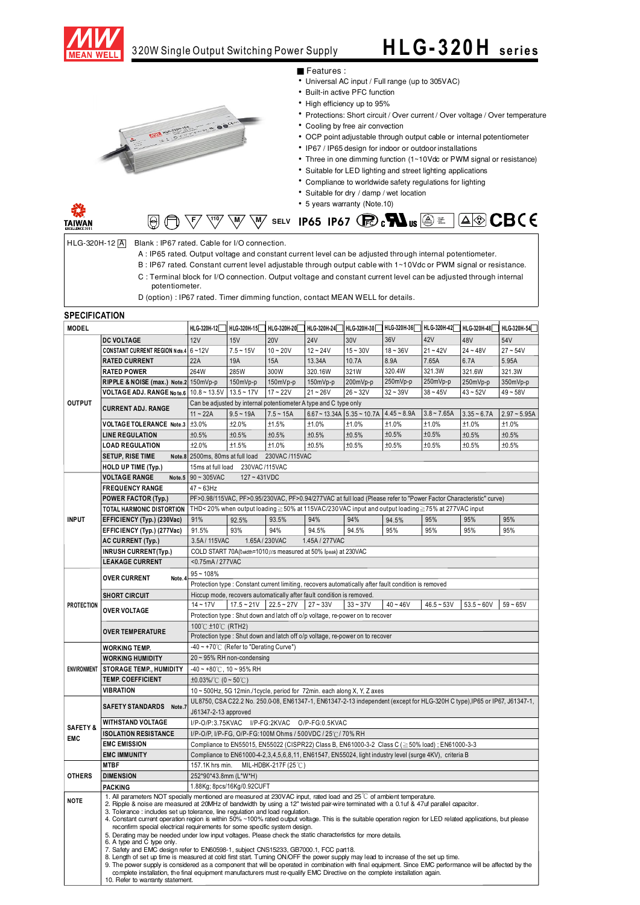# HLG-320H series

320W Single Output Switching Power Supply

## Features :

- Universal AC input / Full range (up to 305VAC)
- Built-in active PFC function
- High efficiency up to 95%
- Protections: Short circuit / Over current / Over voltage / Over temperature
- Cooling by free air convection
- OCP point adjustable through output cable or internal potentiometer
- IP67 / IP65 design for indoor or outdoor installations
- Three in one dimming function (1~10Vdc or PWM signal or resistance)
- Suitable for LED lighting and street lighting applications
- Compliance to worldwide safety regulations for lighting
- Suitable for dry / damp / wet location
- 5 years warranty (Note.10)

SELV IP65 IP67

HLG-320H-12 [A]
- Blank : IP67 rated. Cable for I/O connection.
- A : IP65 rated. Output voltage and constant current level can be adjusted through internal potentiometer.
- B : IP67 rated. Constant current level adjustable through output cable with 1~10Vdc or PWM signal or resistance.
- C : Terminal block for I/O connection. Output voltage and constant current level can be adjusted through internal potentiometer.
- D (option) : IP67 rated. Timer dimming function, contact MEAN WELL for details.

## SPECIFICATION

| MODEL | | HLG-320H-12 | HLG-320H-15 | HLG-320H-20 | HLG-320H-24 | HLG-320H-30 | HLG-320H-36 | HLG-320H-42 | HLG-320H-48 | HLG-320H-54 |
|---|---|---|---|---|---|---|---|---|---|---|
| OUTPUT | DC VOLTAGE | 12V | 15V | 20V | 24V | 30V | 36V | 42V | 48V | 54V |
| | CONSTANT CURRENT REGION Note.4 | 6 ~ 12V | 7.5 ~ 15V | 10 ~ 20V | 12 ~ 24V | 15 ~ 30V | 18 ~ 36V | 21 ~ 42V | 24 ~ 48V | 27 ~ 54V |
| | RATED CURRENT | 22A | 19A | 15A | 13.34A | 10.7A | 8.9A | 7.65A | 6.7A | 5.95A |
| | RATED POWER | 264W | 285W | 300W | 320.16W | 321W | 320.4W | 321.3W | 321.6W | 321.3W |
| | RIPPLE & NOISE (max.) Note.2 | 150mVp-p | 150mVp-p | 150mVp-p | 150mVp-p | 200mVp-p | 250mVp-p | 250mVp-p | 250mVp-p | 350mVp-p |
| | VOLTAGE ADJ. RANGE Note.6 | 10.8 ~ 13.5V | 13.5 ~ 17V | 17 ~ 22V | 21 ~ 26V | 26 ~ 32V | 32 ~ 39V | 38 ~ 45V | 43 ~ 52V | 49 ~ 58V |
| | CURRENT ADJ. RANGE | Can be adjusted by internal potentiometer A type and C type only | | | | | | | | |
| | | 11 ~ 22A | 9.5 ~ 19A | 7.5 ~ 15A | 6.67 ~ 13.34A | 5.35 ~ 10.7A | 4.45 ~ 8.9A | 3.8 ~ 7.65A | 3.35 ~ 6.7A | 2.97 ~ 5.95A |
| | VOLTAGE TOLERANCE Note.3 | ±3.0% | ±2.0% | ±1.5% | ±1.0% | ±1.0% | ±1.0% | ±1.0% | ±1.0% | ±1.0% |
| | LINE REGULATION | ±0.5% | ±0.5% | ±0.5% | ±0.5% | ±0.5% | ±0.5% | ±0.5% | ±0.5% | ±0.5% |
| | LOAD REGULATION | ±2.0% | ±1.5% | ±1.0% | ±0.5% | ±0.5% | ±0.5% | ±0.5% | ±0.5% | ±0.5% |
| | SETUP, RISE TIME Note.8 | 2500ms, 80ms at full load 230VAC /115VAC | | | | | | | | |
| | HOLD UP TIME (Typ.) | 15ms at full load 230VAC /115VAC | | | | | | | | |
| INPUT | VOLTAGE RANGE Note.5 | 90 ~ 305VAC 127 ~ 431VDC | | | | | | | | |
| | FREQUENCY RANGE | 47 ~ 63Hz | | | | | | | | |
| | POWER FACTOR (Typ.) | PF>0.98/115VAC, PF>0.95/230VAC, PF>0.94/277VAC at full load (Please refer to "Power Factor Characteristic" curve) | | | | | | | | |
| | TOTAL HARMONIC DISTORTION | THD< 20% when output loading ≧50% at 115VAC/230VAC input and output loading ≧75% at 277VAC input | | | | | | | | |
| | EFFICIENCY (Typ.) (230Vac) | 91% | 92.5% | 93.5% | 94% | 94% | 94.5% | 95% | 95% | 95% |
| | EFFICIENCY (Typ.) (277Vac) | 91.5% | 93% | 94% | 94.5% | 94.5% | 95% | 95% | 95% | 95% |
| | AC CURRENT (Typ.) | 3.5A / 115VAC 1.65A / 230VAC 1.45A / 277VAC | | | | | | | | |
| | INRUSH CURRENT(Typ.) | COLD START 70A(twidth=1010μs measured at 50% Ipeak) at 230VAC | | | | | | | | |
| | LEAKAGE CURRENT | <0.75mA / 277VAC | | | | | | | | |
| PROTECTION | OVER CURRENT Note.4 | 95 ~ 108% | | | | | | | | |
| | | Protection type : Constant current limiting, recovers automatically after fault condition is removed | | | | | | | | |
| | SHORT CIRCUIT | Hiccup mode, recovers automatically after fault condition is removed. | | | | | | | | |
| | OVER VOLTAGE | 14 ~ 17V | 17.5 ~ 21V | 22.5 ~ 27V | 27 ~ 33V | 33 ~ 37V | 40 ~ 46V | 46.5 ~ 53V | 53.5 ~ 60V | 59 ~ 65V |
| | | Protection type : Shut down and latch off o/p voltage, re-power on to recover | | | | | | | | |
| | OVER TEMPERATURE | 100℃ ±10℃ (RTH2) | | | | | | | | |
| | | Protection type : Shut down and latch off o/p voltage, re-power on to recover | | | | | | | | |
| ENVIRONMENT | WORKING TEMP. | -40 ~ +70℃ (Refer to "Derating Curve") | | | | | | | | |
| | WORKING HUMIDITY | 20 ~ 95% RH non-condensing | | | | | | | | |
| | STORAGE TEMP., HUMIDITY | -40 ~ +80℃, 10 ~ 95% RH | | | | | | | | |
| | TEMP. COEFFICIENT | ±0.03%/℃ (0 ~ 50℃) | | | | | | | | |
| | VIBRATION | 10 ~ 500Hz, 5G 12min./1cycle, period for 72min. each along X, Y, Z axes | | | | | | | | |
| SAFETY & EMC | SAFETY STANDARDS Note.7 | UL8750, CSA C22.2 No. 250.0-08, EN61347-1, EN61347-2-13 independent (except for HLG-320H C type),IP65 or IP67, J61347-1, J61347-2-13 approved | | | | | | | | |
| | WITHSTAND VOLTAGE | I/P-O/P:3.75KVAC I/P-FG:2KVAC O/P-FG:0.5KVAC | | | | | | | | |
| | ISOLATION RESISTANCE | I/P-O/P, I/P-FG, O/P-FG:100M Ohms / 500VDC / 25℃/ 70% RH | | | | | | | | |
| | EMC EMISSION | Compliance to EN55015, EN55022 (CISPR22) Class B, EN61000-3-2 Class C (≧50% load) ; EN61000-3-3 | | | | | | | | |
| | EMC IMMUNITY | Compliance to EN61000-4-2,3,4,5,6,8,11, EN61547, EN55024, light industry level (surge 4KV), criteria B | | | | | | | | |
| OTHERS | MTBF | 157.1K hrs min. MIL-HDBK-217F (25℃) | | | | | | | | |
| | DIMENSION | 252*90*43.8mm (L*W*H) | | | | | | | | |
| | PACKING | 1.88Kg; 8pcs/16Kg/0.92CUFT | | | | | | | | |

**NOTE**

1. All parameters NOT specially mentioned are measured at 230VAC input, rated load and 25℃ of ambient temperature.
2. Ripple & noise are measured at 20MHz of bandwidth by using a 12" twisted pair-wire terminated with a 0.1uf & 47uf parallel capacitor.
3. Tolerance : includes set up tolerance, line regulation and load regulation.
4. Constant current operation region is within 50% ~100% rated output voltage. This is the suitable operation region for LED related applications, but please reconfirm special electrical requirements for some specific system design.
5. Derating may be needed under low input voltages. Please check the static characteristics for more details.
6. A type and C type only.
7. Safety and EMC design refer to EN60598-1, subject CNS15233, GB7000.1, FCC part18.
8. Length of set up time is measured at cold first start. Turning ON/OFF the power supply may lead to increase of the set up time.
9. The power supply is considered as a component that will be operated in combination with final equipment. Since EMC performance will be affected by the complete installation, the final equipment manufacturers must re-qualify EMC Directive on the complete installation again.
10. Refer to warranty statement.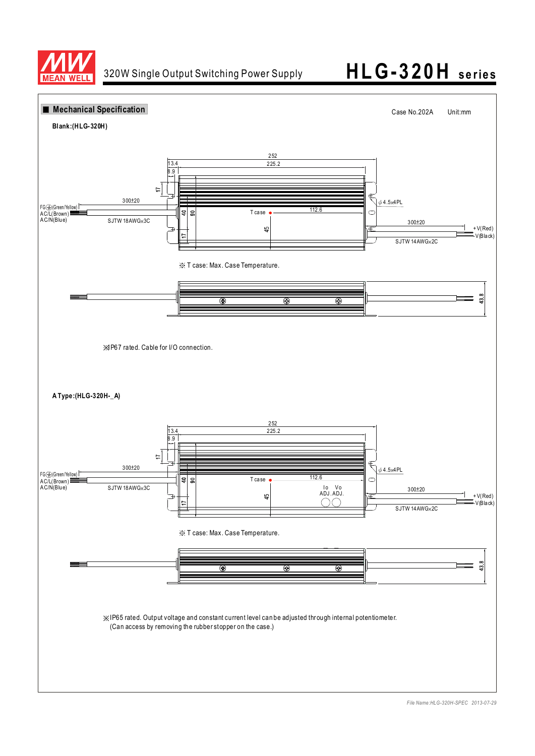## ■ Mechanical Specification

Case No.202A Unit:mm

**Blank:(HLG-320H)**

252
13.4
225.2
8.9
17
300±20
FG⏚(Green/Yellow)
AC/L(Brown)
AC/N(Blue)
SJTW 18AWG×3C
40
90
Tcase
112.6
φ4.5×4PL
300±20
+V(Red)
-V(Black)
45
17
SJTW 14AWG×2C

※ T case: Max. Case Temperature.

43.8

※IP67 rated. Cable for I/O connection.

**A Type:(HLG-320H-_A)**

252
13.4
225.2
8.9
17
300±20
FG⏚(Green/Yellow)
AC/L(Brown)
AC/N(Blue)
SJTW 18AWG×3C
40
90
Tcase
112.6
φ4.5×4PL
Io ADJ.
Vo ADJ.
300±20
+V(Red)
-V(Black)
45
17
SJTW 14AWG×2C

※ T case: Max. Case Temperature.

43.8

※IP65 rated. Output voltage and constant current level can be adjusted through internal potentiometer.
(Can access by removing the rubber stopper on the case.)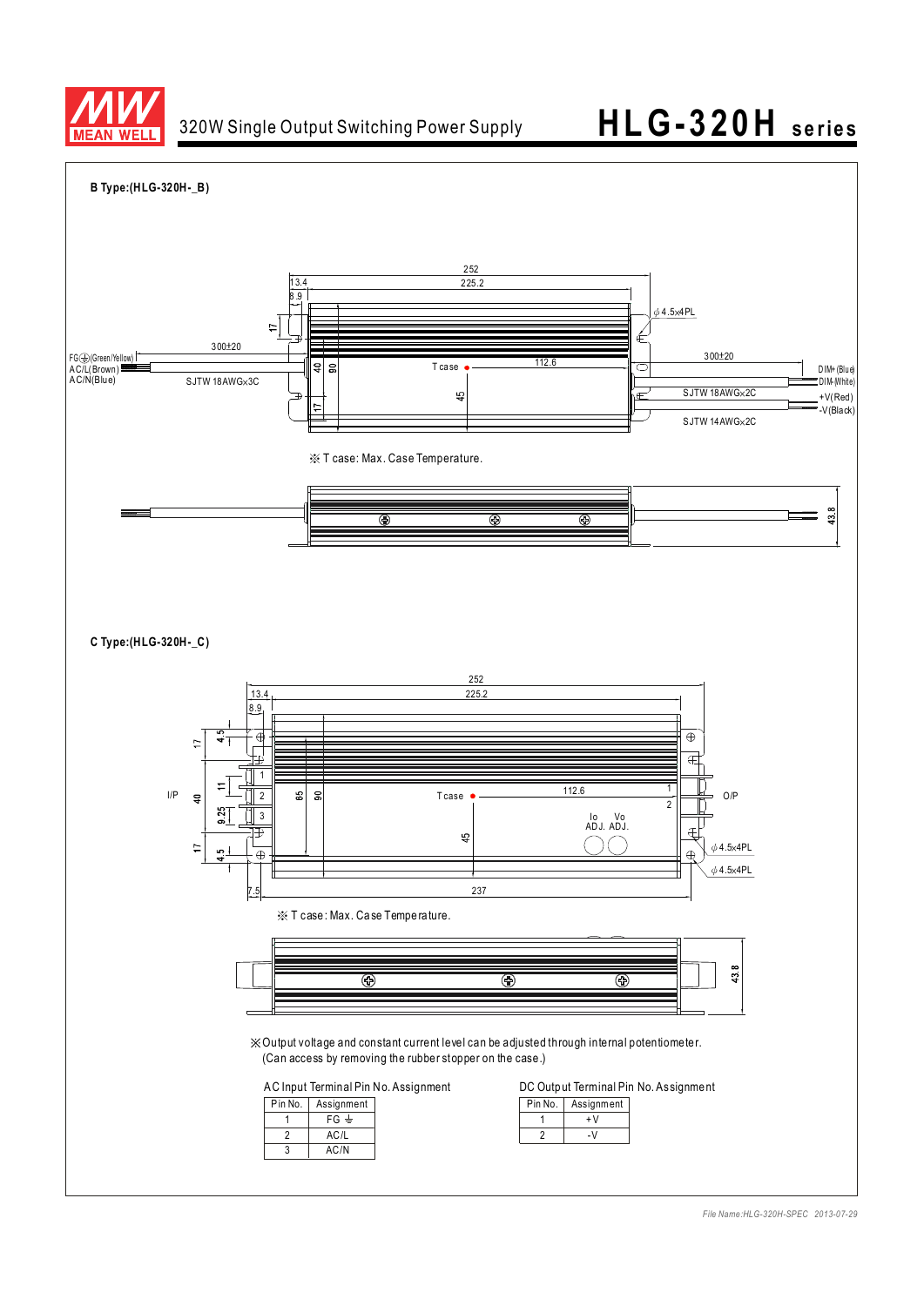**B Type:(HLG-320H-_B)**

※ T case: Max. Case Temperature.

**C Type:(HLG-320H-_C)**

※ T case: Max. Case Temperature.

※Output voltage and constant current level can be adjusted through internal potentiometer.
(Can access by removing the rubber stopper on the case.)

AC Input Terminal Pin No. Assignment

| Pin No. | Assignment |
|---|---|
| 1 | FG ⏚ |
| 2 | AC/L |
| 3 | AC/N |

DC Output Terminal Pin No. Assignment

| Pin No. | Assignment |
|---|---|
| 1 | +V |
| 2 | -V |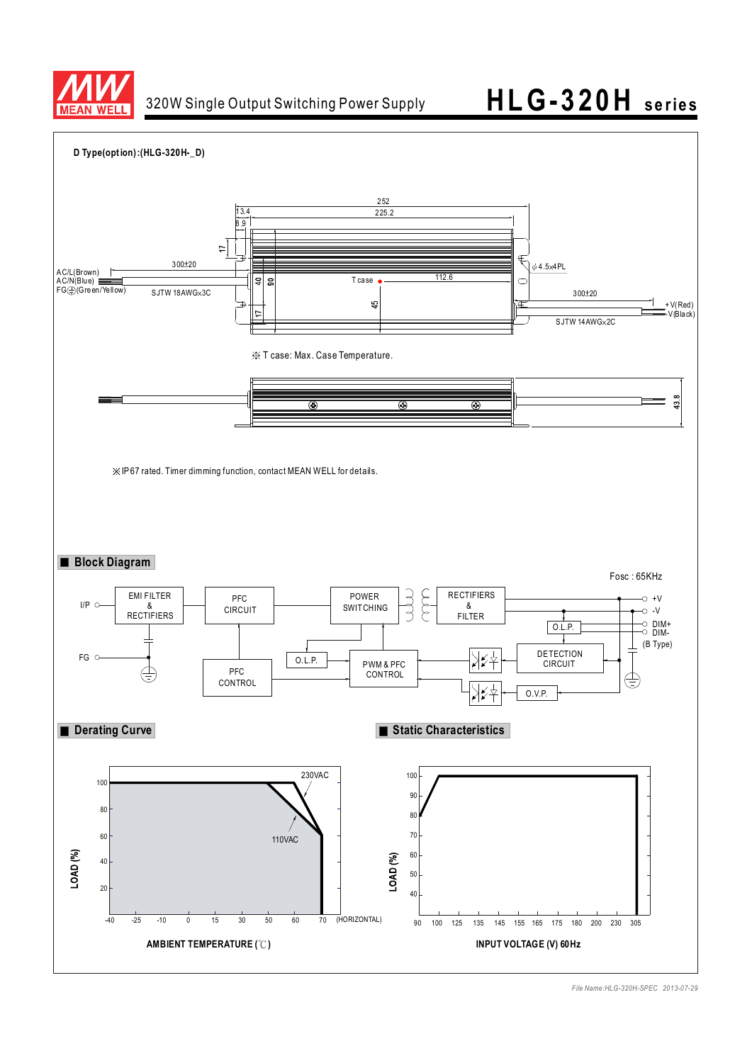**D Type(option):(HLG-320H-_D)**

252
13.4
225.2
8.9
17
AC/L(Brown)
AC/N(Blue)
FG⏚(Green/Yellow)
300±20
SJTW 18AWGx3C
40
90
Tcase
112.6
ϕ4.5x4PL
300±20
+V(Red)
-V(Black)
SJTW 14AWGx2C
45
17

※ T case: Max. Case Temperature.

43.8

※IP67 rated. Timer dimming function, contact MEAN WELL for details.

## Block Diagram

Fosc : 65KHz

I/P, FG, EMI FILTER & RECTIFIERS, PFC CIRCUIT, POWER SWITCHING, RECTIFIERS & FILTER, +V, -V, O.L.P., DIM+, DIM-, (B Type), PFC CONTROL, O.L.P., PWM & PFC CONTROL, DETECTION CIRCUIT, O.V.P.

## Derating Curve

LOAD (%) vs. AMBIENT TEMPERATURE (℃) (HORIZONTAL)

Y-axis: 20, 40, 60, 80, 100
X-axis: -40, -25, -10, 0, 15, 30, 50, 60, 70

Curves: 230VAC, 110VAC

## Static Characteristics

LOAD (%) vs. INPUT VOLTAGE (V) 60Hz

Y-axis: 40, 50, 60, 70, 80, 90, 100
X-axis: 90, 100, 125, 135, 145, 155, 165, 175, 180, 200, 230, 305

*File Name:HLG-320H-SPEC 2013-07-29*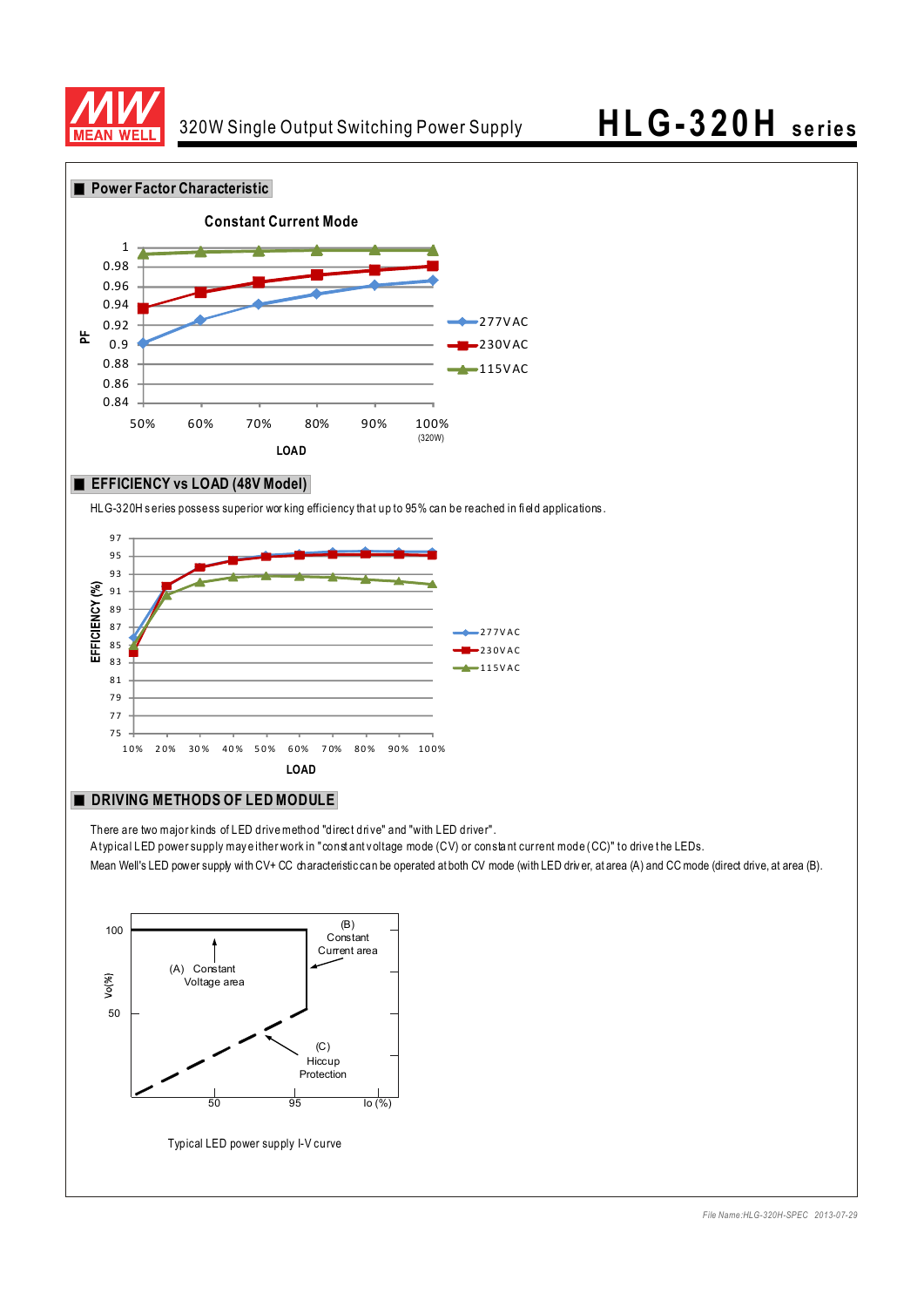## Power Factor Characteristic

Constant Current Mode

PF

1
0.98
0.96
0.94
0.92
0.9
0.88
0.86
0.84

50% 60% 70% 80% 90% 100% (320W)

LOAD

277VAC
230VAC
115VAC

## EFFICIENCY vs LOAD (48V Model)

HLG-320H series possess superior working efficiency that up to 95% can be reached in field applications.

EFFICIENCY (%)

97
95
93
91
89
87
85
83
81
79
77
75

10% 20% 30% 40% 50% 60% 70% 80% 90% 100%

LOAD

277VAC
230VAC
115VAC

## DRIVING METHODS OF LED MODULE

There are two major kinds of LED drive method "direct drive" and "with LED driver".

A typical LED power supply may either work in "constant voltage mode (CV) or constant current mode (CC)" to drive the LEDs.

Mean Well's LED power supply with CV+ CC characteristic can be operated at both CV mode (with LED driver, at area (A) and CC mode (direct drive, at area (B).

Vo(%)

100

50

(A) Constant Voltage area

(B) Constant Current area

(C) Hiccup Protection

50 95 Io (%)

Typical LED power supply I-V curve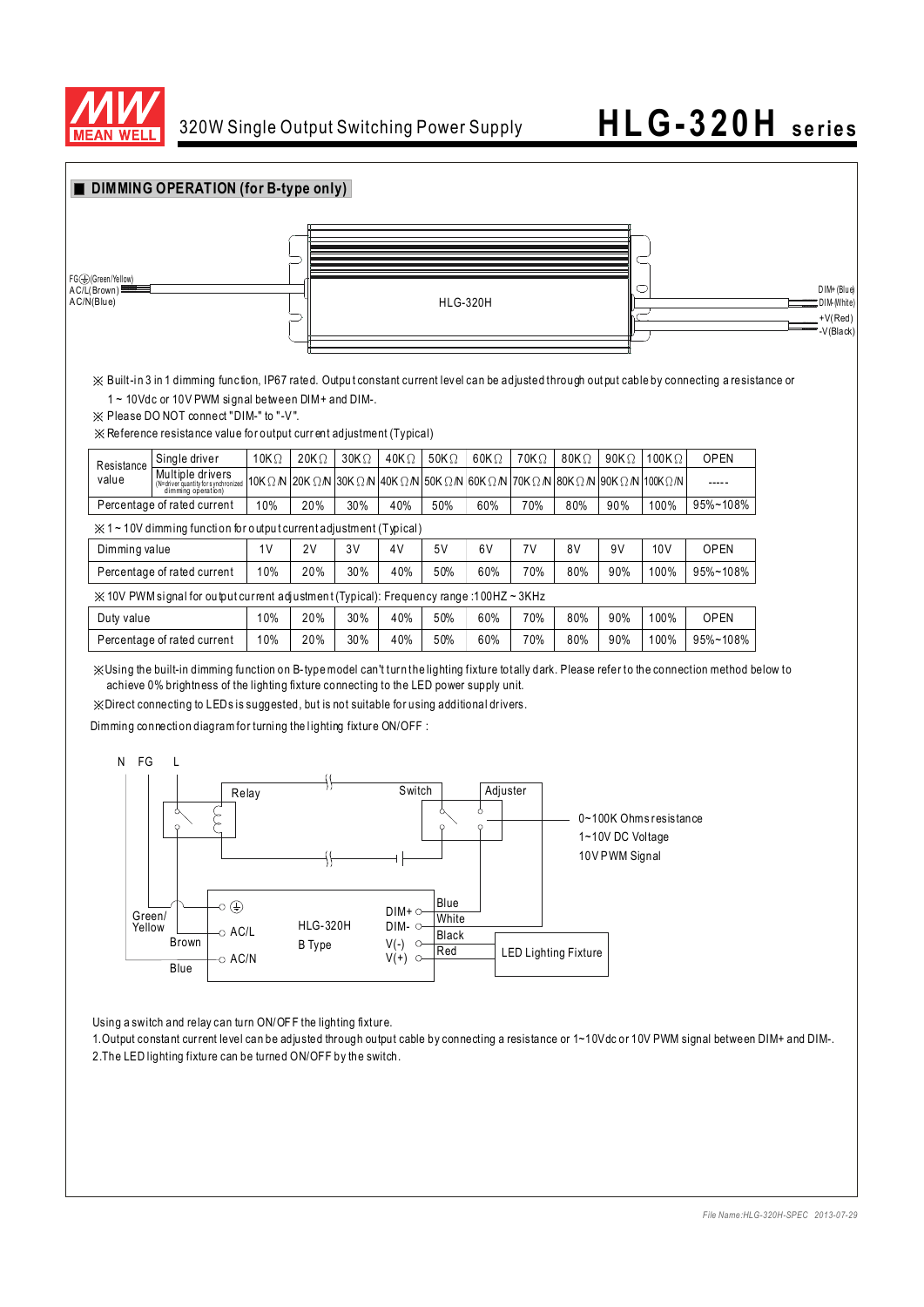## ■ DIMMING OPERATION (for B-type only)

FG⏚(Green/Yellow)
AC/L(Brown)
AC/N(Blue)

HLG-320H

DIM+(Blue)
DIM-(White)
+V(Red)
-V(Black)

※ Built-in 3 in 1 dimming function, IP67 rated. Output constant current level can be adjusted through output cable by connecting a resistance or 1 ~ 10Vdc or 10V PWM signal between DIM+ and DIM-.

※ Please DO NOT connect "DIM-" to "-V".

※ Reference resistance value for output current adjustment (Typical)

| Resistance value | | 10KΩ | 20KΩ | 30KΩ | 40KΩ | 50KΩ | 60KΩ | 70KΩ | 80KΩ | 90KΩ | 100KΩ | OPEN |
|---|---|---|---|---|---|---|---|---|---|---|---|---|
| | Single driver | 10KΩ | 20KΩ | 30KΩ | 40KΩ | 50KΩ | 60KΩ | 70KΩ | 80KΩ | 90KΩ | 100KΩ | OPEN |
| | Multiple drivers (N=driver quantity for synchronized dimming operation) | 10KΩ/N | 20KΩ/N | 30KΩ/N | 40KΩ/N | 50KΩ/N | 60KΩ/N | 70KΩ/N | 80KΩ/N | 90KΩ/N | 100KΩ/N | ----- |
| Percentage of rated current | | 10% | 20% | 30% | 40% | 50% | 60% | 70% | 80% | 90% | 100% | 95%~108% |

※ 1 ~ 10V dimming function for output current adjustment (Typical)

| Dimming value | 1V | 2V | 3V | 4V | 5V | 6V | 7V | 8V | 9V | 10V | OPEN |
|---|---|---|---|---|---|---|---|---|---|---|---|
| Percentage of rated current | 10% | 20% | 30% | 40% | 50% | 60% | 70% | 80% | 90% | 100% | 95%~108% |

※ 10V PWM signal for output current adjustment (Typical): Frequency range :100HZ ~ 3KHz

| Duty value | 10% | 20% | 30% | 40% | 50% | 60% | 70% | 80% | 90% | 100% | OPEN |
|---|---|---|---|---|---|---|---|---|---|---|---|
| Percentage of rated current | 10% | 20% | 30% | 40% | 50% | 60% | 70% | 80% | 90% | 100% | 95%~108% |

※Using the built-in dimming function on B-type model can't turn the lighting fixture totally dark. Please refer to the connection method below to achieve 0% brightness of the lighting fixture connecting to the LED power supply unit.

※Direct connecting to LEDs is suggested, but is not suitable for using additional drivers.

Dimming connection diagram for turning the lighting fixture ON/OFF :

N FG L

Relay | Switch | Adjuster

0~100K Ohms resistance
1~10V DC Voltage
10V PWM Signal

Green/Yellow | Brown | Blue

⏚ | AC/L | AC/N

HLG-320H
B Type

DIM+ | DIM- | V(-) | V(+)

Blue | White | Black | Red

LED Lighting Fixture

Using a switch and relay can turn ON/OFF the lighting fixture.

1.Output constant current level can be adjusted through output cable by connecting a resistance or 1~10Vdc or 10V PWM signal between DIM+ and DIM-.

2.The LED lighting fixture can be turned ON/OFF by the switch.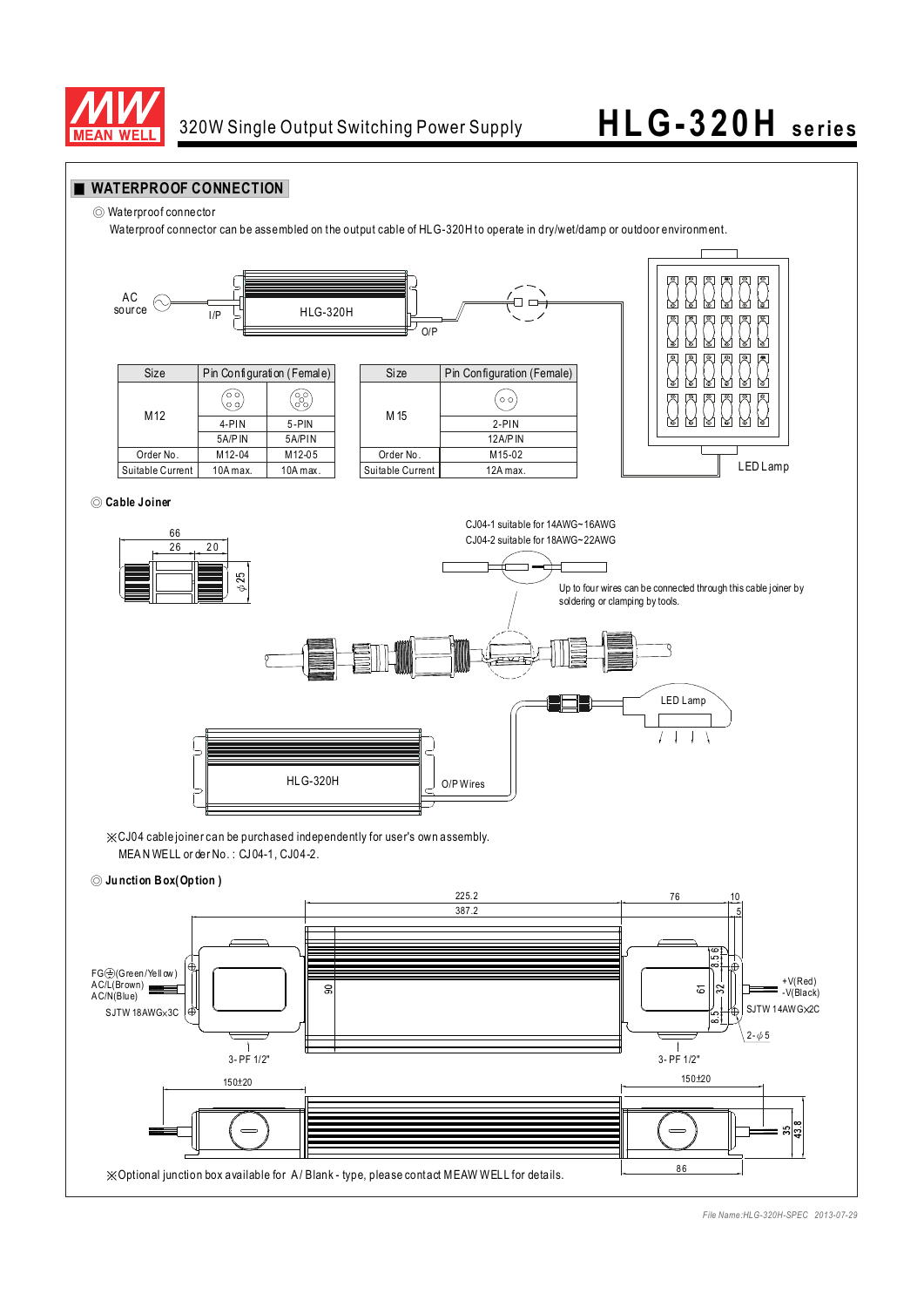## WATERPROOF CONNECTION

◎ Waterproof connector

Waterproof connector can be assembled on the output cable of HLG-320H to operate in dry/wet/damp or outdoor environment.

AC source

I/P

HLG-320H

O/P

LED Lamp

| Size | Pin Configuration (Female) | |
|---|---|---|
| M12 | 4-PIN | 5-PIN |
| | 5A/PIN | 5A/PIN |
| Order No. | M12-04 | M12-05 |
| Suitable Current | 10A max. | 10A max. |

| Size | Pin Configuration (Female) |
|---|---|
| M15 | 2-PIN |
| | 12A/PIN |
| Order No. | M15-02 |
| Suitable Current | 12A max. |

◎ **Cable Joiner**

66

26

20

φ25

CJ04-1 suitable for 14AWG~16AWG

CJ04-2 suitable for 18AWG~22AWG

Up to four wires can be connected through this cable joiner by soldering or clamping by tools.

LED Lamp

HLG-320H

O/P Wires

※CJ04 cable joiner can be purchased independently for user's own assembly.
MEAN WELL order No. : CJ04-1, CJ04-2.

◎ **Junction Box(Option)**

225.2

387.2

76

10

5

FG⊕(Green/Yellow)
AC/L(Brown)
AC/N(Blue)

SJTW 18AWGx3C

90

61

32

8.5

6

8.5

+V(Red)
-V(Black)

SJTW 14AWGx2C

2-φ5

3- PF 1/2"

3- PF 1/2"

150±20

150±20

35

43.8

86

※Optional junction box available for A / Blank - type, please contact MEAN WELL for details.